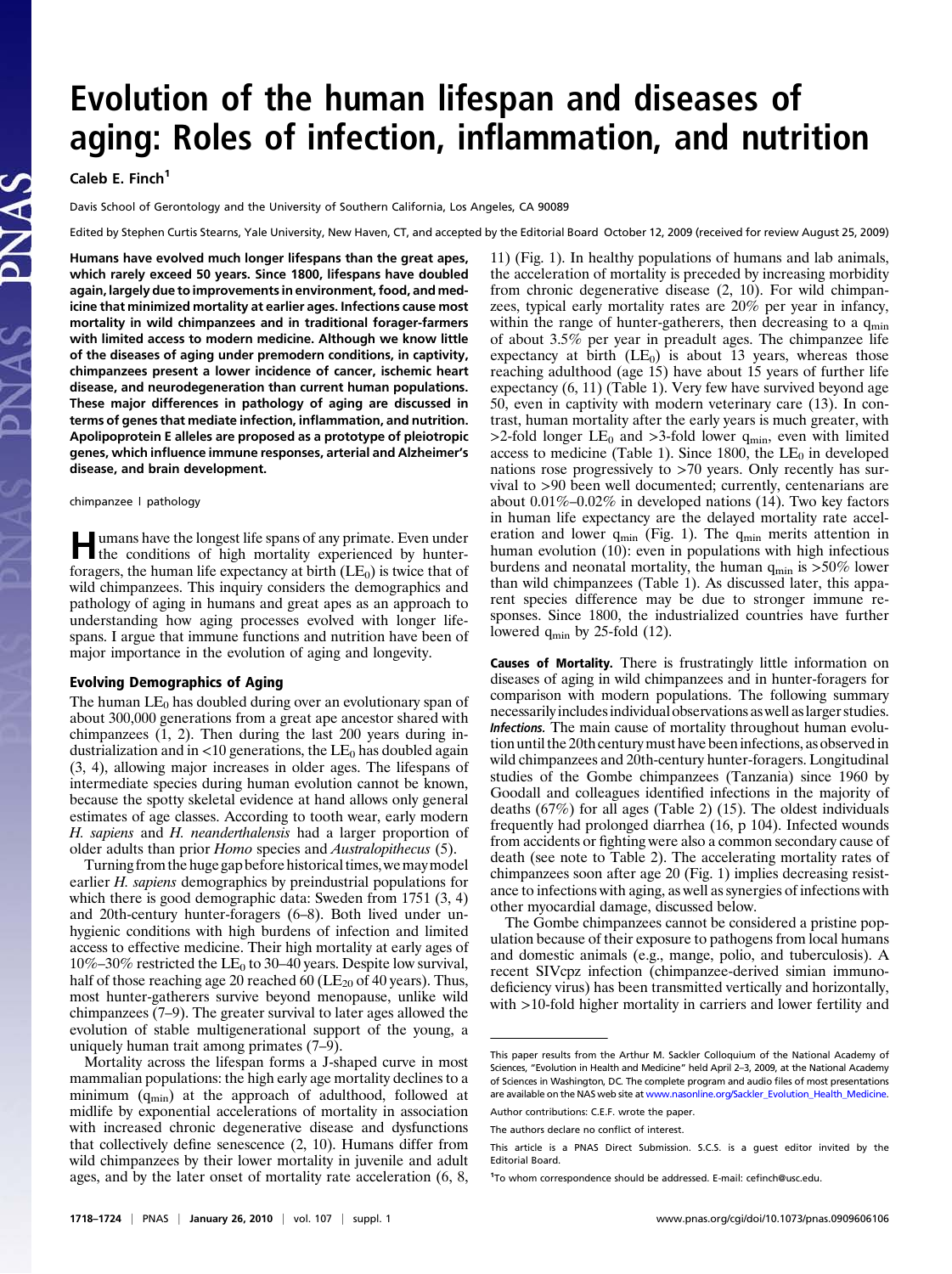# Evolution of the human lifespan and diseases of aging: Roles of infection, inflammation, and nutrition

Caleb E. Finch[1]

Davis School of Gerontology and the University of Southern California, Los Angeles, CA 90089

Edited by Stephen Curtis Stearns, Yale University, New Haven, CT, and accepted by the Editorial Board October 12, 2009 (received for review August 25, 2009)

**Humans have evolved much longer lifespans than the great apes, which rarely exceed 50 years. Since 1800, lifespans have doubled again, largely due to improvements in environment, food, and medicine that minimized mortality at earlier ages. Infections cause most mortality in wild chimpanzees and in traditional forager-farmers with limited access to modern medicine. Although we know little of the diseases of aging under premodern conditions, in captivity, chimpanzees present a lower incidence of cancer, ischemic heart disease, and neurodegeneration than current human populations. These major differences in pathology of aging are discussed in terms of genes that mediate infection, inflammation, and nutrition. Apolipoprotein E alleles are proposed as a prototype of pleiotropic genes, which influence immune responses, arterial and Alzheimer's disease, and brain development.**

chimpanzee | pathology

Humans have the longest life spans of any primate. Even under the conditions of high mortality experienced by hunter-foragers, the human life expectancy at birth ($LE_0$) is twice that of wild chimpanzees. This inquiry considers the demographics and pathology of aging in humans and great apes as an approach to understanding how aging processes evolved with longer lifespans. I argue that immune functions and nutrition have been of major importance in the evolution of aging and longevity.

## Evolving Demographics of Aging

The human $LE_0$ has doubled during over an evolutionary span of about 300,000 generations from a great ape ancestor shared with chimpanzees (1, 2). Then during the last 200 years during industrialization and in <10 generations, the $LE_0$ has doubled again (3, 4), allowing major increases in older ages. The lifespans of intermediate species during human evolution cannot be known, because the spotty skeletal evidence at hand allows only general estimates of age classes. According to tooth wear, early modern *H. sapiens* and *H. neanderthalensis* had a larger proportion of older adults than prior *Homo* species and *Australopithecus* (5).

Turning from the huge gap before historical times, we may model earlier *H. sapiens* demographics by preindustrial populations for which there is good demographic data: Sweden from 1751 (3, 4) and 20th-century hunter-foragers (6–8). Both lived under unhygienic conditions with high burdens of infection and limited access to effective medicine. Their high mortality at early ages of 10%–30% restricted the $LE_0$ to 30–40 years. Despite low survival, half of those reaching age 20 reached 60 ($LE_{20}$ of 40 years). Thus, most hunter-gatherers survive beyond menopause, unlike wild chimpanzees (7–9). The greater survival to later ages allowed the evolution of stable multigenerational support of the young, a uniquely human trait among primates (7–9).

Mortality across the lifespan forms a J-shaped curve in most mammalian populations: the high early age mortality declines to a minimum ($q_{min}$) at the approach of adulthood, followed at midlife by exponential accelerations of mortality in association with increased chronic degenerative disease and dysfunctions that collectively define senescence (2, 10). Humans differ from wild chimpanzees by their lower mortality in juvenile and adult ages, and by the later onset of mortality rate acceleration (6, 8, 11) (Fig. 1). In healthy populations of humans and lab animals, the acceleration of mortality is preceded by increasing morbidity from chronic degenerative disease (2, 10). For wild chimpanzees, typical early mortality rates are 20% per year in infancy, within the range of hunter-gatherers, then decreasing to a $q_{min}$ of about 3.5% per year in preadult ages. The chimpanzee life expectancy at birth ($LE_0$) is about 13 years, whereas those reaching adulthood (age 15) have about 15 years of further life expectancy (6, 11) (Table 1). Very few have survived beyond age 50, even in captivity with modern veterinary care (13). In contrast, human mortality after the early years is much greater, with >2-fold longer $LE_0$ and >3-fold lower $q_{min}$, even with limited access to medicine (Table 1). Since 1800, the $LE_0$ in developed nations rose progressively to >70 years. Only recently has survival to >90 been well documented; currently, centenarians are about 0.01%–0.02% in developed nations (14). Two key factors in human life expectancy are the delayed mortality rate acceleration and lower $q_{min}$ (Fig. 1). The $q_{min}$ merits attention in human evolution (10): even in populations with high infectious burdens and neonatal mortality, the human $q_{min}$ is >50% lower than wild chimpanzees (Table 1). As discussed later, this apparent species difference may be due to stronger immune responses. Since 1800, the industrialized countries have further lowered $q_{min}$ by 25-fold (12).

**Causes of Mortality.** There is frustratingly little information on diseases of aging in wild chimpanzees and in hunter-foragers for comparison with modern populations. The following summary necessarily includes individual observations as well as larger studies.

***Infections.*** The main cause of mortality throughout human evolution until the 20th century must have been infections, as observed in wild chimpanzees and 20th-century hunter-foragers. Longitudinal studies of the Gombe chimpanzees (Tanzania) since 1960 by Goodall and colleagues identified infections in the majority of deaths (67%) for all ages (Table 2) (15). The oldest individuals frequently had prolonged diarrhea (16, p 104). Infected wounds from accidents or fighting were also a common secondary cause of death (see note to Table 2). The accelerating mortality rates of chimpanzees soon after age 20 (Fig. 1) implies decreasing resistance to infections with aging, as well as synergies of infections with other myocardial damage, discussed below.

The Gombe chimpanzees cannot be considered a pristine population because of their exposure to pathogens from local humans and domestic animals (e.g., mange, polio, and tuberculosis). A recent SIVcpz infection (chimpanzee-derived simian immunodeficiency virus) has been transmitted vertically and horizontally, with >10-fold higher mortality in carriers and lower fertility and

---

This paper results from the Arthur M. Sackler Colloquium of the National Academy of Sciences, "Evolution in Health and Medicine" held April 2–3, 2009, at the National Academy of Sciences in Washington, DC. The complete program and audio files of most presentations are available on the NAS web site at www.nasonline.org/Sackler_Evolution_Health_Medicine.

Author contributions: C.E.F. wrote the paper.

The authors declare no conflict of interest.

This article is a PNAS Direct Submission. S.C.S. is a guest editor invited by the Editorial Board.

[1]To whom correspondence should be addressed. E-mail: cefinch@usc.edu.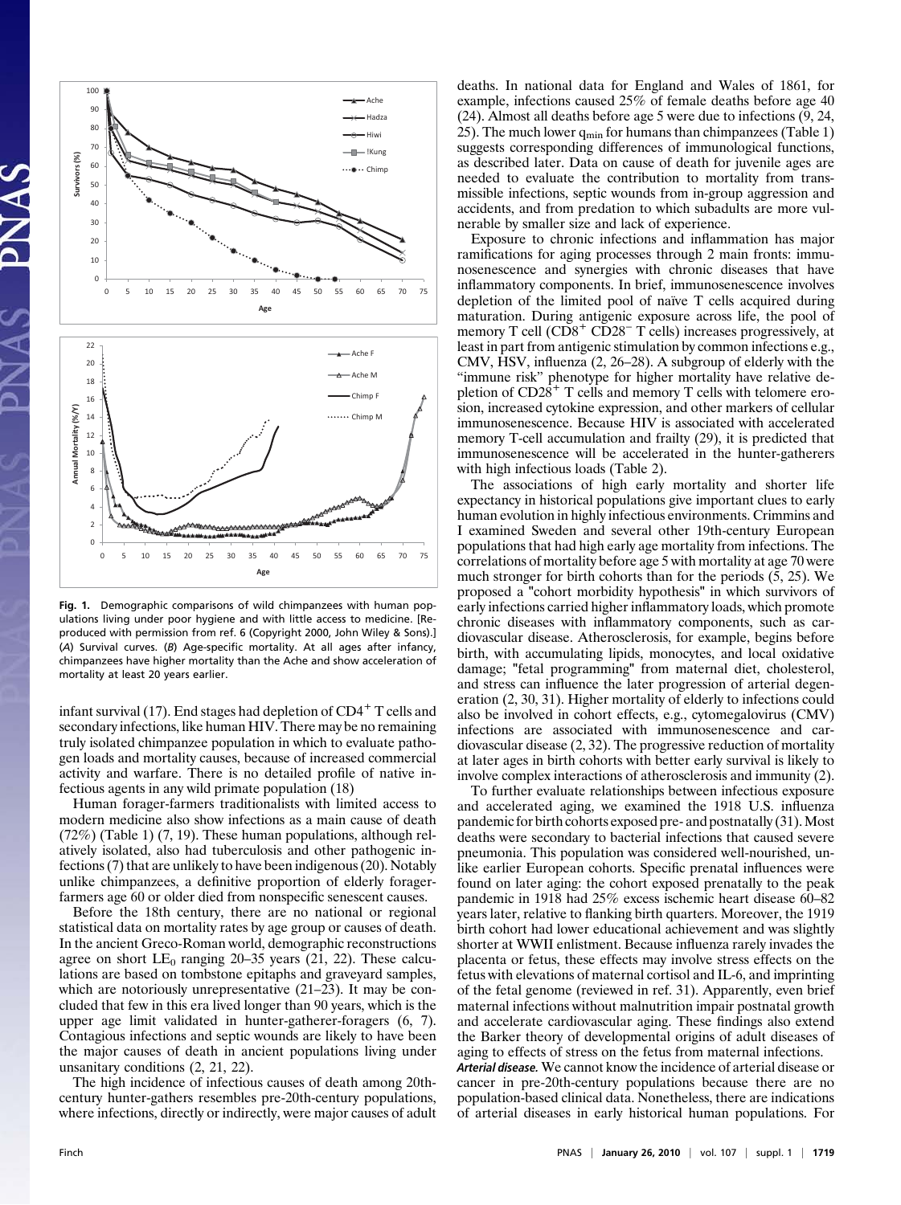**Fig. 1.** Demographic comparisons of wild chimpanzees with human populations living under poor hygiene and with little access to medicine. [Reproduced with permission from ref. 6 (Copyright 2000, John Wiley & Sons).] (A) Survival curves. (B) Age-specific mortality. At all ages after infancy, chimpanzees have higher mortality than the Ache and show acceleration of mortality at least 20 years earlier.

infant survival (17). End stages had depletion of $CD4^+$ T cells and secondary infections, like human HIV. There may be no remaining truly isolated chimpanzee population in which to evaluate pathogen loads and mortality causes, because of increased commercial activity and warfare. There is no detailed profile of native infectious agents in any wild primate population (18)

Human forager-farmers traditionalists with limited access to modern medicine also show infections as a main cause of death (72%) (Table 1) (7, 19). These human populations, although relatively isolated, also had tuberculosis and other pathogenic infections (7) that are unlikely to have been indigenous (20). Notably unlike chimpanzees, a definitive proportion of elderly forager-farmers age 60 or older died from nonspecific senescent causes.

Before the 18th century, there are no national or regional statistical data on mortality rates by age group or causes of death. In the ancient Greco-Roman world, demographic reconstructions agree on short $LE_0$ ranging 20–35 years (21, 22). These calculations are based on tombstone epitaphs and graveyard samples, which are notoriously unrepresentative (21–23). It may be concluded that few in this era lived longer than 90 years, which is the upper age limit validated in hunter-gatherer-foragers (6, 7). Contagious infections and septic wounds are likely to have been the major causes of death in ancient populations living under unsanitary conditions (2, 21, 22).

The high incidence of infectious causes of death among 20th-century hunter-gathers resembles pre-20th-century populations, where infections, directly or indirectly, were major causes of adult deaths. In national data for England and Wales of 1861, for example, infections caused 25% of female deaths before age 40 (24). Almost all deaths before age 5 were due to infections (9, 24, 25). The much lower $q_{min}$ for humans than chimpanzees (Table 1) suggests corresponding differences of immunological functions, as described later. Data on cause of death for juvenile ages are needed to evaluate the contribution to mortality from transmissible infections, septic wounds from in-group aggression and accidents, and from predation to which subadults are more vulnerable by smaller size and lack of experience.

Exposure to chronic infections and inflammation has major ramifications for aging processes through 2 main fronts: immunosenescence and synergies with chronic diseases that have inflammatory components. In brief, immunosenescence involves depletion of the limited pool of naïve T cells acquired during maturation. During antigenic exposure across life, the pool of memory T cell ($CD8^+$ $CD28^-$ T cells) increases progressively, at least in part from antigenic stimulation by common infections e.g., CMV, HSV, influenza (2, 26–28). A subgroup of elderly with the "immune risk" phenotype for higher mortality have relative depletion of $CD28^+$ T cells and memory T cells with telomere erosion, increased cytokine expression, and other markers of cellular immunosenescence. Because HIV is associated with accelerated memory T-cell accumulation and frailty (29), it is predicted that immunosenescence will be accelerated in the hunter-gatherers with high infectious loads (Table 2).

The associations of high early mortality and shorter life expectancy in historical populations give important clues to early human evolution in highly infectious environments. Crimmins and I examined Sweden and several other 19th-century European populations that had high early age mortality from infections. The correlations of mortality before age 5 with mortality at age 70 were much stronger for birth cohorts than for the periods (5, 25). We proposed a "cohort morbidity hypothesis" in which survivors of early infections carried higher inflammatory loads, which promote chronic diseases with inflammatory components, such as cardiovascular disease. Atherosclerosis, for example, begins before birth, with accumulating lipids, monocytes, and local oxidative damage; "fetal programming" from maternal diet, cholesterol, and stress can influence the later progression of arterial degeneration (2, 30, 31). Higher mortality of elderly to infections could also be involved in cohort effects, e.g., cytomegalovirus (CMV) infections are associated with immunosenescence and cardiovascular disease (2, 32). The progressive reduction of mortality at later ages in birth cohorts with better early survival is likely to involve complex interactions of atherosclerosis and immunity (2).

To further evaluate relationships between infectious exposure and accelerated aging, we examined the 1918 U.S. influenza pandemic for birth cohorts exposed pre- and postnatally (31). Most deaths were secondary to bacterial infections that caused severe pneumonia. This population was considered well-nourished, unlike earlier European cohorts. Specific prenatal influences were found on later aging: the cohort exposed prenatally to the peak pandemic in 1918 had 25% excess ischemic heart disease 60–82 years later, relative to flanking birth quarters. Moreover, the 1919 birth cohort had lower educational achievement and was slightly shorter at WWII enlistment. Because influenza rarely invades the placenta or fetus, these effects may involve stress effects on the fetus with elevations of maternal cortisol and IL-6, and imprinting of the fetal genome (reviewed in ref. 31). Apparently, even brief maternal infections without malnutrition impair postnatal growth and accelerate cardiovascular aging. These findings also extend the Barker theory of developmental origins of adult diseases of aging to effects of stress on the fetus from maternal infections.

***Arterial disease.*** We cannot know the incidence of arterial disease or cancer in pre-20th-century populations because there are no population-based clinical data. Nonetheless, there are indications of arterial diseases in early historical human populations. For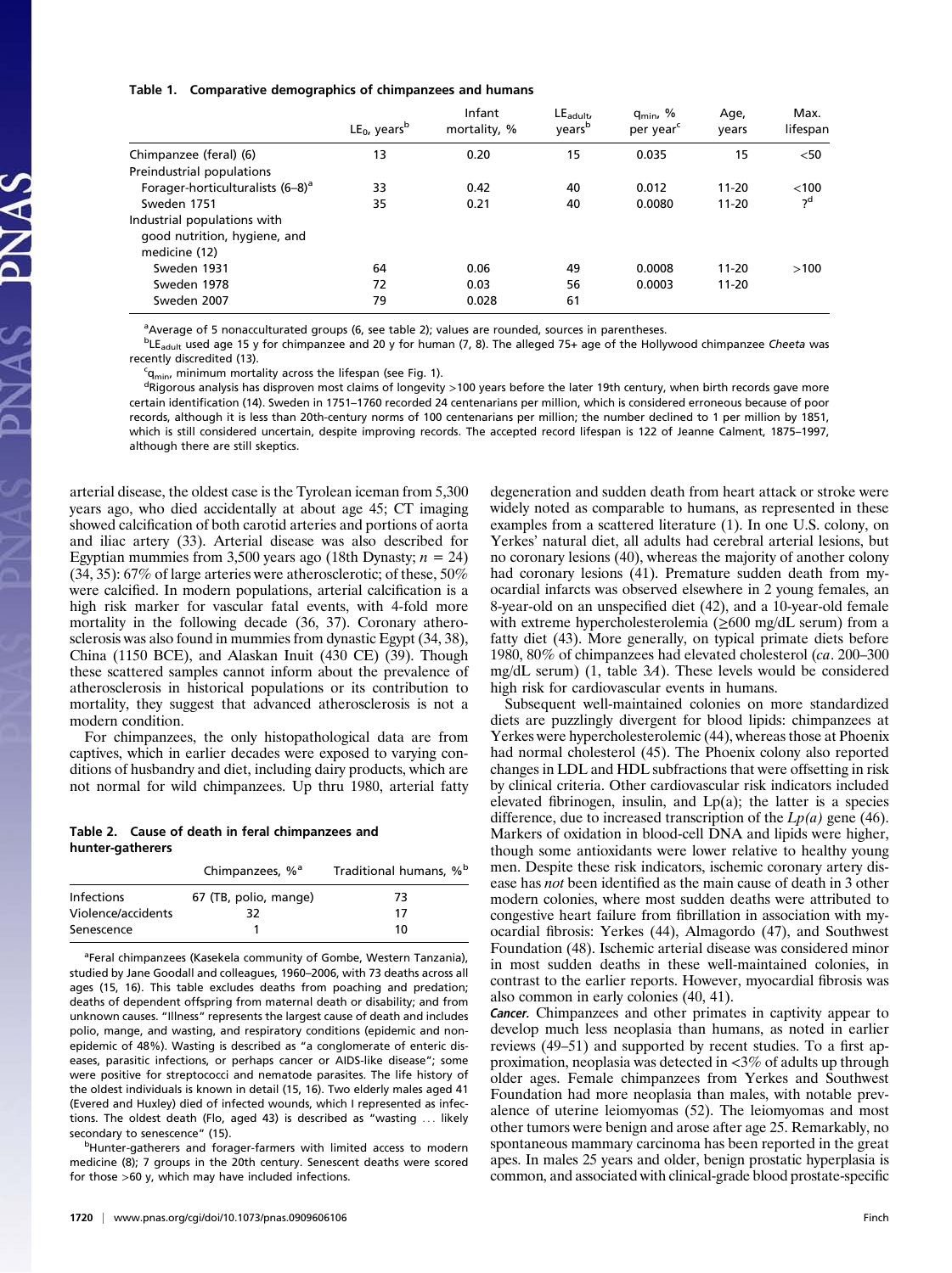**Table 1. Comparative demographics of chimpanzees and humans**

| | $LE_0$, years[b] | Infant mortality, % | $LE_{adult}$, years[b] | $q_{min}$, % per year[c] | Age, years | Max. lifespan |
|---|---|---|---|---|---|---|
| Chimpanzee (feral) (6) | 13 | 0.20 | 15 | 0.035 | 15 | <50 |
| Preindustrial populations | | | | | | |
| Forager-horticulturalists (6–8)[a] | 33 | 0.42 | 40 | 0.012 | 11-20 | <100 |
| Sweden 1751 | 35 | 0.21 | 40 | 0.0080 | 11-20 | ?[d] |
| Industrial populations with good nutrition, hygiene, and medicine (12) | | | | | | |
| Sweden 1931 | 64 | 0.06 | 49 | 0.0008 | 11-20 | >100 |
| Sweden 1978 | 72 | 0.03 | 56 | 0.0003 | 11-20 | |
| Sweden 2007 | 79 | 0.028 | 61 | | | |

[a]Average of 5 nonacculturated groups (6, see table 2); values are rounded, sources in parentheses.

[b]$LE_{adult}$ used age 15 y for chimpanzee and 20 y for human (7, 8). The alleged 75+ age of the Hollywood chimpanzee *Cheeta* was recently discredited (13).

[c]$q_{min}$, minimum mortality across the lifespan (see Fig. 1).

[d]Rigorous analysis has disproven most claims of longevity >100 years before the later 19th century, when birth records gave more certain identification (14). Sweden in 1751–1760 recorded 24 centenarians per million, which is considered erroneous because of poor records, although it is less than 20th-century norms of 100 centenarians per million; the number declined to 1 per million by 1851, which is still considered uncertain, despite improving records. The accepted record lifespan is 122 of Jeanne Calment, 1875–1997, although there are still skeptics.

arterial disease, the oldest case is the Tyrolean iceman from 5,300 years ago, who died accidentally at about age 45; CT imaging showed calcification of both carotid arteries and portions of aorta and iliac artery (33). Arterial disease was also described for Egyptian mummies from 3,500 years ago (18th Dynasty; $n = 24$) (34, 35): 67% of large arteries were atherosclerotic; of these, 50% were calcified. In modern populations, arterial calcification is a high risk marker for vascular fatal events, with 4-fold more mortality in the following decade (36, 37). Coronary atherosclerosis was also found in mummies from dynastic Egypt (34, 38), China (1150 BCE), and Alaskan Inuit (430 CE) (39). Though these scattered samples cannot inform about the prevalence of atherosclerosis in historical populations or its contribution to mortality, they suggest that advanced atherosclerosis is not a modern condition.

For chimpanzees, the only histopathological data are from captives, which in earlier decades were exposed to varying conditions of husbandry and diet, including dairy products, which are not normal for wild chimpanzees. Up thru 1980, arterial fatty

**Table 2. Cause of death in feral chimpanzees and hunter-gatherers**

| | Chimpanzees, %[a] | Traditional humans, %[b] |
|---|---|---|
| Infections | 67 (TB, polio, mange) | 73 |
| Violence/accidents | 32 | 17 |
| Senescence | 1 | 10 |

[a]Feral chimpanzees (Kasekela community of Gombe, Western Tanzania), studied by Jane Goodall and colleagues, 1960–2006, with 73 deaths across all ages (15, 16). This table excludes deaths from poaching and predation; deaths of dependent offspring from maternal death or disability; and from unknown causes. "Illness" represents the largest cause of death and includes polio, mange, and wasting, and respiratory conditions (epidemic and nonepidemic of 48%). Wasting is described as "a conglomerate of enteric diseases, parasitic infections, or perhaps cancer or AIDS-like disease"; some were positive for streptococci and nematode parasites. The life history of the oldest individuals is known in detail (15, 16). Two elderly males aged 41 (Evered and Huxley) died of infected wounds, which I represented as infections. The oldest death (Flo, aged 43) is described as "wasting … likely secondary to senescence" (15).

[b]Hunter-gatherers and forager-farmers with limited access to modern medicine (8); 7 groups in the 20th century. Senescent deaths were scored for those >60 y, which may have included infections.

degeneration and sudden death from heart attack or stroke were widely noted as comparable to humans, as represented in these examples from a scattered literature (1). In one U.S. colony, on Yerkes' natural diet, all adults had cerebral arterial lesions, but no coronary lesions (40), whereas the majority of another colony had coronary lesions (41). Premature sudden death from myocardial infarcts was observed elsewhere in 2 young females, an 8-year-old on an unspecified diet (42), and a 10-year-old female with extreme hypercholesterolemia (≥600 mg/dL serum) from a fatty diet (43). More generally, on typical primate diets before 1980, 80% of chimpanzees had elevated cholesterol (*ca*. 200–300 mg/dL serum) (1, table 3*A*). These levels would be considered high risk for cardiovascular events in humans.

Subsequent well-maintained colonies on more standardized diets are puzzlingly divergent for blood lipids: chimpanzees at Yerkes were hypercholesterolemic (44), whereas those at Phoenix had normal cholesterol (45). The Phoenix colony also reported changes in LDL and HDL subfractions that were offsetting in risk by clinical criteria. Other cardiovascular risk indicators included elevated fibrinogen, insulin, and Lp(a); the latter is a species difference, due to increased transcription of the *Lp(a)* gene (46). Markers of oxidation in blood-cell DNA and lipids were higher, though some antioxidants were lower relative to healthy young men. Despite these risk indicators, ischemic coronary artery disease has *not* been identified as the main cause of death in 3 other modern colonies, where most sudden deaths were attributed to congestive heart failure from fibrillation in association with myocardial fibrosis: Yerkes (44), Almagordo (47), and Southwest Foundation (48). Ischemic arterial disease was considered minor in most sudden deaths in these well-maintained colonies, in contrast to the earlier reports. However, myocardial fibrosis was also common in early colonies (40, 41).

***Cancer.*** Chimpanzees and other primates in captivity appear to develop much less neoplasia than humans, as noted in earlier reviews (49–51) and supported by recent studies. To a first approximation, neoplasia was detected in <3% of adults up through older ages. Female chimpanzees from Yerkes and Southwest Foundation had more neoplasia than males, with notable prevalence of uterine leiomyomas (52). The leiomyomas and most other tumors were benign and arose after age 25. Remarkably, no spontaneous mammary carcinoma has been reported in the great apes. In males 25 years and older, benign prostatic hyperplasia is common, and associated with clinical-grade blood prostate-specific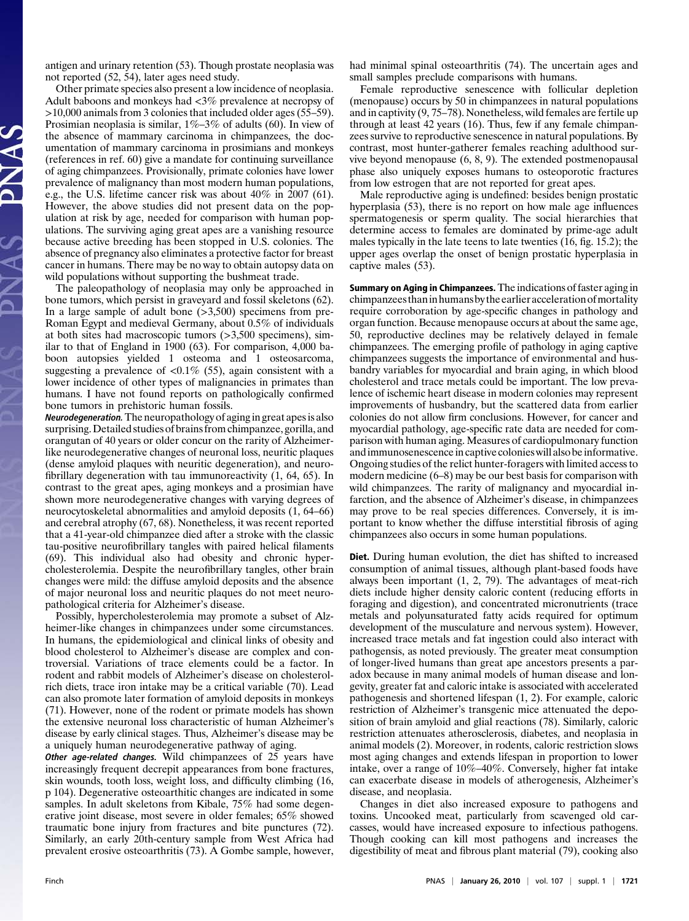antigen and urinary retention (53). Though prostate neoplasia was not reported (52, 54), later ages need study.

Other primate species also present a low incidence of neoplasia. Adult baboons and monkeys had <3% prevalence at necropsy of >10,000 animals from 3 colonies that included older ages (55–59). Prosimian neoplasia is similar, 1%–3% of adults (60). In view of the absence of mammary carcinoma in chimpanzees, the documentation of mammary carcinoma in prosimians and monkeys (references in ref. 60) give a mandate for continuing surveillance of aging chimpanzees. Provisionally, primate colonies have lower prevalence of malignancy than most modern human populations, e.g., the U.S. lifetime cancer risk was about 40% in 2007 (61). However, the above studies did not present data on the population at risk by age, needed for comparison with human populations. The surviving aging great apes are a vanishing resource because active breeding has been stopped in U.S. colonies. The absence of pregnancy also eliminates a protective factor for breast cancer in humans. There may be no way to obtain autopsy data on wild populations without supporting the bushmeat trade.

The paleopathology of neoplasia may only be approached in bone tumors, which persist in graveyard and fossil skeletons (62). In a large sample of adult bone (>3,500) specimens from pre-Roman Egypt and medieval Germany, about 0.5% of individuals at both sites had macroscopic tumors (>3,500 specimens), similar to that of England in 1900 (63). For comparison, 4,000 baboon autopsies yielded 1 osteoma and 1 osteosarcoma, suggesting a prevalence of <0.1% (55), again consistent with a lower incidence of other types of malignancies in primates than humans. I have not found reports on pathologically confirmed bone tumors in prehistoric human fossils.

***Neurodegeneration.*** The neuropathology of aging in great apes is also surprising. Detailed studies of brains from chimpanzee, gorilla, and orangutan of 40 years or older concur on the rarity of Alzheimer-like neurodegenerative changes of neuronal loss, neuritic plaques (dense amyloid plaques with neuritic degeneration), and neurofibrillary degeneration with tau immunoreactivity (1, 64, 65). In contrast to the great apes, aging monkeys and a prosimian have shown more neurodegenerative changes with varying degrees of neurocytoskeletal abnormalities and amyloid deposits (1, 64–66) and cerebral atrophy (67, 68). Nonetheless, it was recent reported that a 41-year-old chimpanzee died after a stroke with the classic tau-positive neurofibrillary tangles with paired helical filaments (69). This individual also had obesity and chronic hypercholesterolemia. Despite the neurofibrillary tangles, other brain changes were mild: the diffuse amyloid deposits and the absence of major neuronal loss and neuritic plaques do not meet neuropathological criteria for Alzheimer's disease.

Possibly, hypercholesterolemia may promote a subset of Alzheimer-like changes in chimpanzees under some circumstances. In humans, the epidemiological and clinical links of obesity and blood cholesterol to Alzheimer's disease are complex and controversial. Variations of trace elements could be a factor. In rodent and rabbit models of Alzheimer's disease on cholesterol-rich diets, trace iron intake may be a critical variable (70). Lead can also promote later formation of amyloid deposits in monkeys (71). However, none of the rodent or primate models has shown the extensive neuronal loss characteristic of human Alzheimer's disease by early clinical stages. Thus, Alzheimer's disease may be a uniquely human neurodegenerative pathway of aging.

***Other age-related changes.*** Wild chimpanzees of 25 years have increasingly frequent decrepit appearances from bone fractures, skin wounds, tooth loss, weight loss, and difficulty climbing (16, p 104). Degenerative osteoarthitic changes are indicated in some samples. In adult skeletons from Kibale, 75% had some degenerative joint disease, most severe in older females; 65% showed traumatic bone injury from fractures and bite punctures (72). Similarly, an early 20th-century sample from West Africa had prevalent erosive osteoarthritis (73). A Gombe sample, however, had minimal spinal osteoarthritis (74). The uncertain ages and small samples preclude comparisons with humans.

Female reproductive senescence with follicular depletion (menopause) occurs by 50 in chimpanzees in natural populations and in captivity (9, 75–78). Nonetheless, wild females are fertile up through at least 42 years (16). Thus, few if any female chimpanzees survive to reproductive senescence in natural populations. By contrast, most hunter-gatherer females reaching adulthood survive beyond menopause (6, 8, 9). The extended postmenopausal phase also uniquely exposes humans to osteoporotic fractures from low estrogen that are not reported for great apes.

Male reproductive aging is undefined: besides benign prostatic hyperplasia (53), there is no report on how male age influences spermatogenesis or sperm quality. The social hierarchies that determine access to females are dominated by prime-age adult males typically in the late teens to late twenties (16, fig. 15.2); the upper ages overlap the onset of benign prostatic hyperplasia in captive males (53).

**Summary on Aging in Chimpanzees.** The indications of faster aging in chimpanzees than in humans by the earlier acceleration of mortality require corroboration by age-specific changes in pathology and organ function. Because menopause occurs at about the same age, 50, reproductive declines may be relatively delayed in female chimpanzees. The emerging profile of pathology in aging captive chimpanzees suggests the importance of environmental and husbandry variables for myocardial and brain aging, in which blood cholesterol and trace metals could be important. The low prevalence of ischemic heart disease in modern colonies may represent improvements of husbandry, but the scattered data from earlier colonies do not allow firm conclusions. However, for cancer and myocardial pathology, age-specific rate data are needed for comparison with human aging. Measures of cardiopulmonary function and immunosenescence in captive colonies will also be informative. Ongoing studies of the relict hunter-foragers with limited access to modern medicine (6–8) may be our best basis for comparison with wild chimpanzees. The rarity of malignancy and myocardial infarction, and the absence of Alzheimer's disease, in chimpanzees may prove to be real species differences. Conversely, it is important to know whether the diffuse interstitial fibrosis of aging chimpanzees also occurs in some human populations.

**Diet.** During human evolution, the diet has shifted to increased consumption of animal tissues, although plant-based foods have always been important (1, 2, 79). The advantages of meat-rich diets include higher density caloric content (reducing efforts in foraging and digestion), and concentrated micronutrients (trace metals and polyunsaturated fatty acids required for optimum development of the musculature and nervous system). However, increased trace metals and fat ingestion could also interact with pathogensis, as noted previously. The greater meat consumption of longer-lived humans than great ape ancestors presents a paradox because in many animal models of human disease and longevity, greater fat and caloric intake is associated with accelerated pathogenesis and shortened lifespan (1, 2). For example, caloric restriction of Alzheimer's transgenic mice attenuated the deposition of brain amyloid and glial reactions (78). Similarly, caloric restriction attenuates atherosclerosis, diabetes, and neoplasia in animal models (2). Moreover, in rodents, caloric restriction slows most aging changes and extends lifespan in proportion to lower intake, over a range of 10%–40%. Conversely, higher fat intake can exacerbate disease in models of atherogenesis, Alzheimer's disease, and neoplasia.

Changes in diet also increased exposure to pathogens and toxins. Uncooked meat, particularly from scavenged old carcasses, would have increased exposure to infectious pathogens. Though cooking can kill most pathogens and increases the digestibility of meat and fibrous plant material (79), cooking also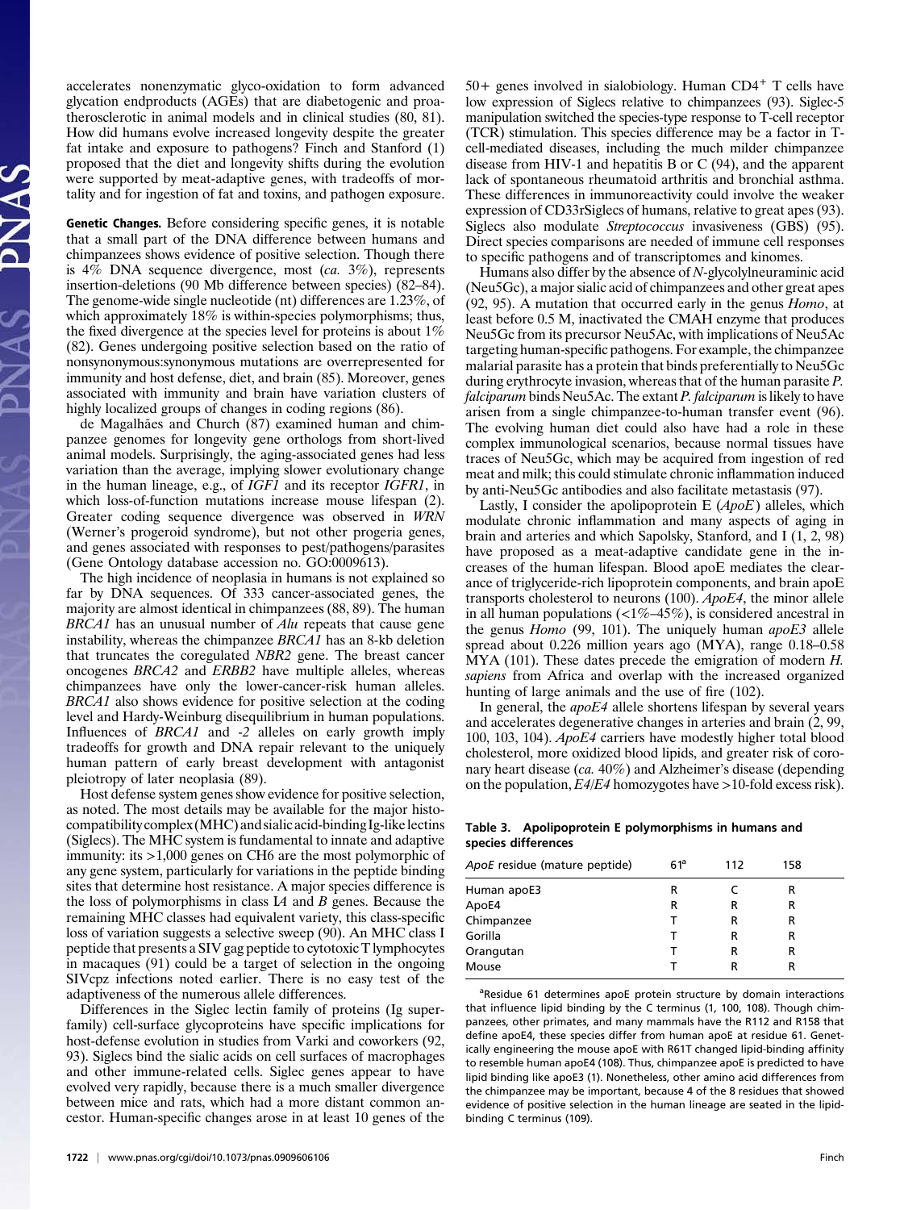accelerates nonenzymatic glyco-oxidation to form advanced glycation endproducts (AGEs) that are diabetogenic and proatherosclerotic in animal models and in clinical studies (80, 81). How did humans evolve increased longevity despite the greater fat intake and exposure to pathogens? Finch and Stanford (1) proposed that the diet and longevity shifts during the evolution were supported by meat-adaptive genes, with tradeoffs of mortality and for ingestion of fat and toxins, and pathogen exposure.

**Genetic Changes.** Before considering specific genes, it is notable that a small part of the DNA difference between humans and chimpanzees shows evidence of positive selection. Though there is 4% DNA sequence divergence, most (*ca.* 3%), represents insertion-deletions (90 Mb difference between species) (82–84). The genome-wide single nucleotide (nt) differences are 1.23%, of which approximately 18% is within-species polymorphisms; thus, the fixed divergence at the species level for proteins is about 1% (82). Genes undergoing positive selection based on the ratio of nonsynonymous:synonymous mutations are overrepresented for immunity and host defense, diet, and brain (85). Moreover, genes associated with immunity and brain have variation clusters of highly localized groups of changes in coding regions (86).

de Magalhães and Church (87) examined human and chimpanzee genomes for longevity gene orthologs from short-lived animal models. Surprisingly, the aging-associated genes had less variation than the average, implying slower evolutionary change in the human lineage, e.g., of *IGF1* and its receptor *IGFR1*, in which loss-of-function mutations increase mouse lifespan (2). Greater coding sequence divergence was observed in *WRN* (Werner's progeroid syndrome), but not other progeria genes, and genes associated with responses to pest/pathogens/parasites (Gene Ontology database accession no. GO:0009613).

The high incidence of neoplasia in humans is not explained so far by DNA sequences. Of 333 cancer-associated genes, the majority are almost identical in chimpanzees (88, 89). The human *BRCA1* has an unusual number of *Alu* repeats that cause gene instability, whereas the chimpanzee *BRCA1* has an 8-kb deletion that truncates the coregulated *NBR2* gene. The breast cancer oncogenes *BRCA2* and *ERBB2* have multiple alleles, whereas chimpanzees have only the lower-cancer-risk human alleles. *BRCA1* also shows evidence for positive selection at the coding level and Hardy-Weinburg disequilibrium in human populations. Influences of *BRCA1* and *-2* alleles on early growth imply tradeoffs for growth and DNA repair relevant to the uniquely human pattern of early breast development with antagonist pleiotropy of later neoplasia (89).

Host defense system genes show evidence for positive selection, as noted. The most details may be available for the major histocompatibility complex (MHC) and sialic acid-binding Ig-like lectins (Siglecs). The MHC system is fundamental to innate and adaptive immunity: its >1,000 genes on CH6 are the most polymorphic of any gene system, particularly for variations in the peptide binding sites that determine host resistance. A major species difference is the loss of polymorphisms in class I*A* and *B* genes. Because the remaining MHC classes had equivalent variety, this class-specific loss of variation suggests a selective sweep (90). An MHC class I peptide that presents a SIV gag peptide to cytotoxic T lymphocytes in macaques (91) could be a target of selection in the ongoing SIVcpz infections noted earlier. There is no easy test of the adaptiveness of the numerous allele differences.

Differences in the Siglec lectin family of proteins (Ig superfamily) cell-surface glycoproteins have specific implications for host-defense evolution in studies from Varki and coworkers (92, 93). Siglecs bind the sialic acids on cell surfaces of macrophages and other immune-related cells. Siglec genes appear to have evolved very rapidly, because there is a much smaller divergence between mice and rats, which had a more distant common ancestor. Human-specific changes arose in at least 10 genes of the 50+ genes involved in sialobiology. Human $CD4^+$ T cells have low expression of Siglecs relative to chimpanzees (93). Siglec-5 manipulation switched the species-type response to T-cell receptor (TCR) stimulation. This species difference may be a factor in T-cell-mediated diseases, including the much milder chimpanzee disease from HIV-1 and hepatitis B or C (94), and the apparent lack of spontaneous rheumatoid arthritis and bronchial asthma. These differences in immunoreactivity could involve the weaker expression of CD33rSiglecs of humans, relative to great apes (93). Siglecs also modulate *Streptococcus* invasiveness (GBS) (95). Direct species comparisons are needed of immune cell responses to specific pathogens and of transcriptomes and kinomes.

Humans also differ by the absence of *N*-glycolylneuraminic acid (Neu5Gc), a major sialic acid of chimpanzees and other great apes (92, 95). A mutation that occurred early in the genus *Homo*, at least before 0.5 M, inactivated the CMAH enzyme that produces Neu5Gc from its precursor Neu5Ac, with implications of Neu5Ac targeting human-specific pathogens. For example, the chimpanzee malarial parasite has a protein that binds preferentially to Neu5Gc during erythrocyte invasion, whereas that of the human parasite *P. falciparum* binds Neu5Ac. The extant *P. falciparum* is likely to have arisen from a single chimpanzee-to-human transfer event (96). The evolving human diet could also have had a role in these complex immunological scenarios, because normal tissues have traces of Neu5Gc, which may be acquired from ingestion of red meat and milk; this could stimulate chronic inflammation induced by anti-Neu5Gc antibodies and also facilitate metastasis (97).

Lastly, I consider the apolipoprotein E (*ApoE*) alleles, which modulate chronic inflammation and many aspects of aging in brain and arteries and which Sapolsky, Stanford, and I (1, 2, 98) have proposed as a meat-adaptive candidate gene in the increases of the human lifespan. Blood apoE mediates the clearance of triglyceride-rich lipoprotein components, and brain apoE transports cholesterol to neurons (100). *ApoE4*, the minor allele in all human populations (<1%–45%), is considered ancestral in the genus *Homo* (99, 101). The uniquely human *apoE3* allele spread about 0.226 million years ago (MYA), range 0.18–0.58 MYA (101). These dates precede the emigration of modern *H. sapiens* from Africa and overlap with the increased organized hunting of large animals and the use of fire (102).

In general, the *apoE4* allele shortens lifespan by several years and accelerates degenerative changes in arteries and brain (2, 99, 100, 103, 104). *ApoE4* carriers have modestly higher total blood cholesterol, more oxidized blood lipids, and greater risk of coronary heart disease (*ca.* 40%) and Alzheimer's disease (depending on the population, *E4/E4* homozygotes have >10-fold excess risk).

**Table 3. Apolipoprotein E polymorphisms in humans and species differences**

| *ApoE* residue (mature peptide) | 61[a] | 112 | 158 |
|---|---|---|---|
| Human apoE3 | R | C | R |
| ApoE4 | R | R | R |
| Chimpanzee | T | R | R |
| Gorilla | T | R | R |
| Orangutan | T | R | R |
| Mouse | T | R | R |

[a]Residue 61 determines apoE protein structure by domain interactions that influence lipid binding by the C terminus (1, 100, 108). Though chimpanzees, other primates, and many mammals have the R112 and R158 that define apoE4, these species differ from human apoE at residue 61. Genetically engineering the mouse apoE with R61T changed lipid-binding affinity to resemble human apoE4 (108). Thus, chimpanzee apoE is predicted to have lipid binding like apoE3 (1). Nonetheless, other amino acid differences from the chimpanzee may be important, because 4 of the 8 residues that showed evidence of positive selection in the human lineage are seated in the lipid-binding C terminus (109).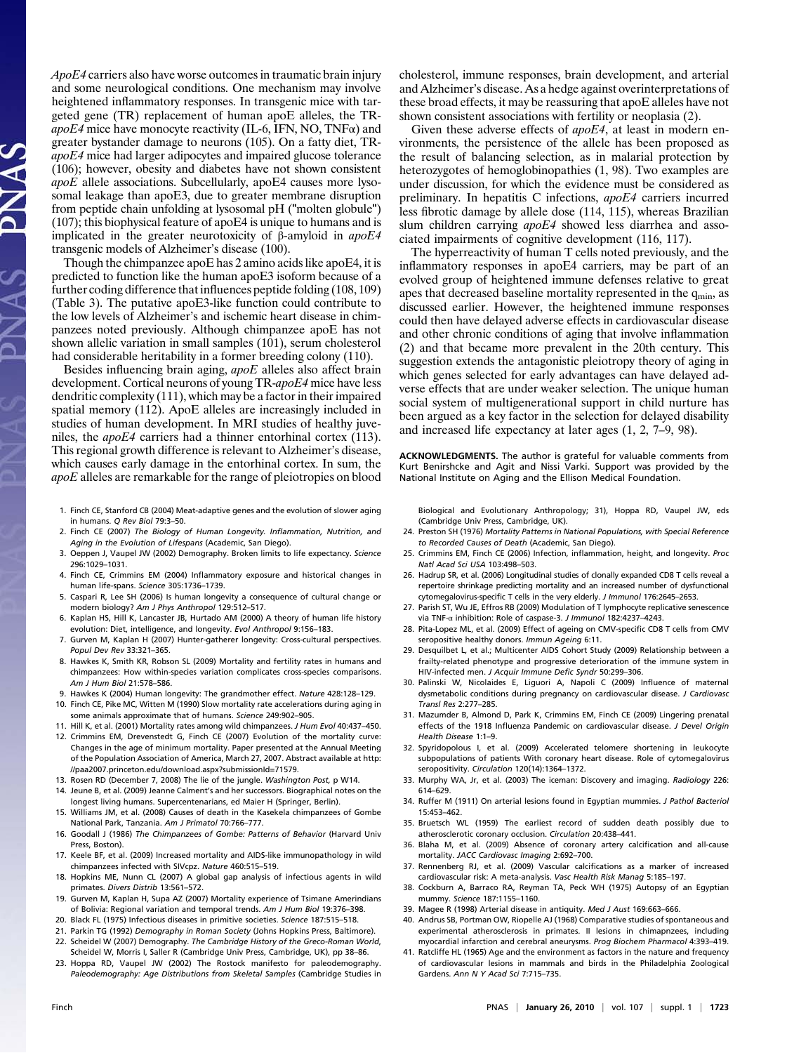*ApoE4* carriers also have worse outcomes in traumatic brain injury and some neurological conditions. One mechanism may involve heightened inflammatory responses. In transgenic mice with targeted gene (TR) replacement of human apoE alleles, the TR-*apoE4* mice have monocyte reactivity (IL-6, IFN, NO, TNFα) and greater bystander damage to neurons (105). On a fatty diet, TR-*apoE4* mice had larger adipocytes and impaired glucose tolerance (106); however, obesity and diabetes have not shown consistent *apoE* allele associations. Subcellularly, apoE4 causes more lysosomal leakage than apoE3, due to greater membrane disruption from peptide chain unfolding at lysosomal pH ("molten globule") (107); this biophysical feature of apoE4 is unique to humans and is implicated in the greater neurotoxicity of β-amyloid in *apoE4* transgenic models of Alzheimer's disease (100).

Though the chimpanzee apoE has 2 amino acids like apoE4, it is predicted to function like the human apoE3 isoform because of a further coding difference that influences peptide folding (108, 109) (Table 3). The putative apoE3-like function could contribute to the low levels of Alzheimer's and ischemic heart disease in chimpanzees noted previously. Although chimpanzee apoE has not shown allelic variation in small samples (101), serum cholesterol had considerable heritability in a former breeding colony (110).

Besides influencing brain aging, *apoE* alleles also affect brain development. Cortical neurons of young TR-*apoE4* mice have less dendritic complexity (111), which may be a factor in their impaired spatial memory (112). ApoE alleles are increasingly included in studies of human development. In MRI studies of healthy juveniles, the *apoE4* carriers had a thinner entorhinal cortex (113). This regional growth difference is relevant to Alzheimer's disease, which causes early damage in the entorhinal cortex. In sum, the *apoE* alleles are remarkable for the range of pleiotropies on blood cholesterol, immune responses, brain development, and arterial and Alzheimer's disease. As a hedge against overinterpretations of these broad effects, it may be reassuring that apoE alleles have not shown consistent associations with fertility or neoplasia (2).

Given these adverse effects of *apoE4*, at least in modern environments, the persistence of the allele has been proposed as the result of balancing selection, as in malarial protection by heterozygotes of hemoglobinopathies (1, 98). Two examples are under discussion, for which the evidence must be considered as preliminary. In hepatitis C infections, *apoE4* carriers incurred less fibrotic damage by allele dose (114, 115), whereas Brazilian slum children carrying *apoE4* showed less diarrhea and associated impairments of cognitive development (116, 117).

The hyperreactivity of human T cells noted previously, and the inflammatory responses in apoE4 carriers, may be part of an evolved group of heightened immune defenses relative to great apes that decreased baseline mortality represented in the $q_{min}$, as discussed earlier. However, the heightened immune responses could then have delayed adverse effects in cardiovascular disease and other chronic conditions of aging that involve inflammation (2) and that became more prevalent in the 20th century. This suggestion extends the antagonistic pleiotropy theory of aging in which genes selected for early advantages can have delayed adverse effects that are under weaker selection. The unique human social system of multigenerational support in child nurture has been argued as a key factor in the selection for delayed disability and increased life expectancy at later ages (1, 2, 7–9, 98).

**ACKNOWLEDGMENTS.** The author is grateful for valuable comments from Kurt Benirshcke and Agit and Nissi Varki. Support was provided by the National Institute on Aging and the Ellison Medical Foundation.

1. Finch CE, Stanford CB (2004) Meat-adaptive genes and the evolution of slower aging in humans. *Q Rev Biol* 79:3–50.
2. Finch CE (2007) *The Biology of Human Longevity. Inflammation, Nutrition, and Aging in the Evolution of Lifespans* (Academic, San Diego).
3. Oeppen J, Vaupel JW (2002) Demography. Broken limits to life expectancy. *Science* 296:1029–1031.
4. Finch CE, Crimmins EM (2004) Inflammatory exposure and historical changes in human life-spans. *Science* 305:1736–1739.
5. Caspari R, Lee SH (2006) Is human longevity a consequence of cultural change or modern biology? *Am J Phys Anthropol* 129:512–517.
6. Kaplan HS, Hill K, Lancaster JB, Hurtado AM (2000) A theory of human life history evolution: Diet, intelligence, and longevity. *Evol Anthropol* 9:156–183.
7. Gurven M, Kaplan H (2007) Hunter-gatherer longevity: Cross-cultural perspectives. *Popul Dev Rev* 33:321–365.
8. Hawkes K, Smith KR, Robson SL (2009) Mortality and fertility rates in humans and chimpanzees: How within-species variation complicates cross-species comparisons. *Am J Hum Biol* 21:578–586.
9. Hawkes K (2004) Human longevity: The grandmother effect. *Nature* 428:128–129.
10. Finch CE, Pike MC, Witten M (1990) Slow mortality rate accelerations during aging in some animals approximate that of humans. *Science* 249:902–905.
11. Hill K, et al. (2001) Mortality rates among wild chimpanzees. *J Hum Evol* 40:437–450.
12. Crimmins EM, Drevenstedt G, Finch CE (2007) Evolution of the mortality curve: Changes in the age of minimum mortality. Paper presented at the Annual Meeting of the Population Association of America, March 27, 2007. Abstract available at http://paa2007.princeton.edu/download.aspx?submissionId=71579.
13. Rosen RD (December 7, 2008) The lie of the jungle. *Washington Post,* p W14.
14. Jeune B, et al. (2009) Jeanne Calment's and her successors. Biographical notes on the longest living humans. Supercentenarians, ed Maier H (Springer, Berlin).
15. Williams JM, et al. (2008) Causes of death in the Kasekela chimpanzees of Gombe National Park, Tanzania. *Am J Primatol* 70:766–777.
16. Goodall J (1986) *The Chimpanzees of Gombe: Patterns of Behavior* (Harvard Univ Press, Boston).
17. Keele BF, et al. (2009) Increased mortality and AIDS-like immunopathology in wild chimpanzees infected with SIVcpz. *Nature* 460:515–519.
18. Hopkins ME, Nunn CL (2007) A global gap analysis of infectious agents in wild primates. *Divers Distrib* 13:561–572.
19. Gurven M, Kaplan H, Supa AZ (2007) Mortality experience of Tsimane Amerindians of Bolivia: Regional variation and temporal trends. *Am J Hum Biol* 19:376–398.
20. Black FL (1975) Infectious diseases in primitive societies. *Science* 187:515–518.
21. Parkin TG (1992) *Demography in Roman Society* (Johns Hopkins Press, Baltimore).
22. Scheidel W (2007) Demography. *The Cambridge History of the Greco-Roman World,* Scheidel W, Morris I, Saller R (Cambridge Univ Press, Cambridge, UK), pp 38–86.
23. Hoppa RD, Vaupel JW (2002) The Rostock manifesto for paleodemography. *Paleodemography: Age Distributions from Skeletal Samples* (Cambridge Studies in Biological and Evolutionary Anthropology; 31), Hoppa RD, Vaupel JW, eds (Cambridge Univ Press, Cambridge, UK).
24. Preston SH (1976) *Mortality Patterns in National Populations, with Special Reference to Recorded Causes of Death* (Academic, San Diego).
25. Crimmins EM, Finch CE (2006) Infection, inflammation, height, and longevity. *Proc Natl Acad Sci USA* 103:498–503.
26. Hadrup SR, et al. (2006) Longitudinal studies of clonally expanded CD8 T cells reveal a repertoire shrinkage predicting mortality and an increased number of dysfunctional cytomegalovirus-specific T cells in the very elderly. *J Immunol* 176:2645–2653.
27. Parish ST, Wu JE, Effros RB (2009) Modulation of T lymphocyte replicative senescence via TNF-α inhibition: Role of caspase-3. *J Immunol* 182:4237–4243.
28. Pita-Lopez ML, et al. (2009) Effect of ageing on CMV-specific CD8 T cells from CMV seropositive healthy donors. *Immun Ageing* 6:11.
29. Desquilbet L, et al.; Multicenter AIDS Cohort Study (2009) Relationship between a frailty-related phenotype and progressive deterioration of the immune system in HIV-infected men. *J Acquir Immune Defic Syndr* 50:299–306.
30. Palinski W, Nicolaides E, Liguori A, Napoli C (2009) Influence of maternal dysmetabolic conditions during pregnancy on cardiovascular disease. *J Cardiovasc Transl Res* 2:277–285.
31. Mazumder B, Almond D, Park K, Crimmins EM, Finch CE (2009) Lingering prenatal effects of the 1918 Influenza Pandemic on cardiovascular disease. *J Devel Origin Health Disease* 1:1–9.
32. Spyridopolous I, et al. (2009) Accelerated telomere shortening in leukocyte subpopulations of patients With coronary heart disease. Role of cytomegalovirus seropositivity. *Circulation* 120(14):1364–1372.
33. Murphy WA, Jr, et al. (2003) The iceman: Discovery and imaging. *Radiology* 226: 614–629.
34. Ruffer M (1911) On arterial lesions found in Egyptian mummies. *J Pathol Bacteriol* 15:453–462.
35. Bruetsch WL (1959) The earliest record of sudden death possibly due to atherosclerotic coronary occlusion. *Circulation* 20:438–441.
36. Blaha M, et al. (2009) Absence of coronary artery calcification and all-cause mortality. *JACC Cardiovasc Imaging* 2:692–700.
37. Rennenberg RJ, et al. (2009) Vascular calcifications as a marker of increased cardiovascular risk: A meta-analysis. *Vasc Health Risk Manag* 5:185–197.
38. Cockburn A, Barraco RA, Reyman TA, Peck WH (1975) Autopsy of an Egyptian mummy. *Science* 187:1155–1160.
39. Magee R (1998) Arterial disease in antiquity. *Med J Aust* 169:663–666.
40. Andrus SB, Portman OW, Riopelle AJ (1968) Comparative studies of spontaneous and experimental atherosclerosis in primates. II lesions in chimpanzees, including myocardial infarction and cerebral aneurysms. *Prog Biochem Pharmacol* 4:393–419.
41. Ratcliffe HL (1965) Age and the environment as factors in the nature and frequency of cardiovascular lesions in mammals and birds in the Philadelphia Zoological Gardens. *Ann N Y Acad Sci* 7:715–735.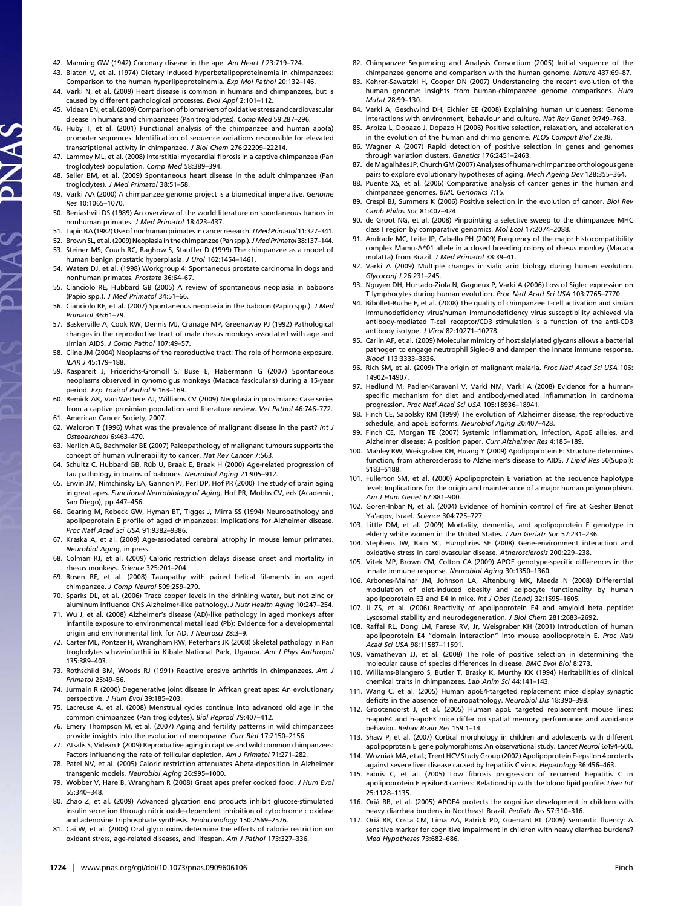42. Manning GW (1942) Coronary disease in the ape. *Am Heart J* 23:719–724.
43. Blaton V, et al. (1974) Dietary induced hyperbetalipoproteinemia in chimpanzees: Comparison to the human hyperlipoproteinemia. *Exp Mol Pathol* 20:132–146.
44. Varki N, et al. (2009) Heart disease is common in humans and chimpanzees, but is caused by different pathological processes. *Evol Appl* 2:101–112.
45. Videan EN, et al. (2009) Comparison of biomarkers of oxidative stress and cardiovascular disease in humans and chimpanzees (Pan troglodytes). *Comp Med* 59:287–296.
46. Huby T, et al. (2001) Functional analysis of the chimpanzee and human apo(a) promoter sequences: Identification of sequence variations responsible for elevated transcriptional activity in chimpanzee. *J Biol Chem* 276:22209–22214.
47. Lammey ML, et al. (2008) Interstitial myocardial fibrosis in a captive chimpanzee (Pan troglodytes) population. *Comp Med* 58:389–394.
48. Seiler BM, et al. (2009) Spontaneous heart disease in the adult chimpanzee (Pan troglodytes). *J Med Primatol* 38:51–58.
49. Varki AA (2000) A chimpanzee genome project is a biomedical imperative. *Genome Res* 10:1065–1070.
50. Beniashvili DS (1989) An overview of the world literature on spontaneous tumors in nonhuman primates. *J Med Primatol* 18:423–437.
51. Lapin BA (1982) Use of nonhuman primates in cancer research. *J Med Primatol* 11:327–341.
52. Brown SL, et al. (2009) Neoplasia in the chimpanzee (Pan spp.). *J Med Primatol* 38:137–144.
53. Steiner MS, Couch RC, Raghow S, Stauffer D (1999) The chimpanzee as a model of human benign prostatic hyperplasia. *J Urol* 162:1454–1461.
54. Waters DJ, et al. (1998) Workgroup 4: Spontaneous prostate carcinoma in dogs and nonhuman primates. *Prostate* 36:64–67.
55. Cianciolo RE, Hubbard GB (2005) A review of spontaneous neoplasia in baboons (Papio spp.). *J Med Primatol* 34:51–66.
56. Cianciolo RE, et al. (2007) Spontaneous neoplasia in the baboon (Papio spp.). *J Med Primatol* 36:61–79.
57. Baskerville A, Cook RW, Dennis MJ, Cranage MP, Greenaway PJ (1992) Pathological changes in the reproductive tract of male rhesus monkeys associated with age and simian AIDS. *J Comp Pathol* 107:49–57.
58. Cline JM (2004) Neoplasms of the reproductive tract: The role of hormone exposure. *ILAR J* 45:179–188.
59. Kaspareit J, Friderichs-Gromoll S, Buse E, Habermann G (2007) Spontaneous neoplasms observed in cynomolgus monkeys (Macaca fascicularis) during a 15-year period. *Exp Toxicol Pathol* 9:163–169.
60. Remick AK, Van Wettere AJ, Williams CV (2009) Neoplasia in prosimians: Case series from a captive prosimian population and literature review. *Vet Pathol* 46:746–772.
61. American Cancer Society, 2007.
62. Waldron T (1996) What was the prevalence of malignant disease in the past? *Int J Osteoarcheol* 6:463–470.
63. Nerlich AG, Bachmeier BE (2007) Paleopathology of malignant tumours supports the concept of human vulnerability to cancer. *Nat Rev Cancer* 7:563.
64. Schultz C, Hubbard GB, Rüb U, Braak E, Braak H (2000) Age-related progression of tau pathology in brains of baboons. *Neurobiol Aging* 21:905–912.
65. Erwin JM, Nimchinsky EA, Gannon PJ, Perl DP, Hof PR (2000) The study of brain aging in great apes. *Functional Neurobiology of Aging*, Hof PR, Mobbs CV, eds (Academic, San Diego), pp 447–456.
66. Gearing M, Rebeck GW, Hyman BT, Tigges J, Mirra SS (1994) Neuropathology and apolipoprotein E profile of aged chimpanzees: Implications for Alzheimer disease. *Proc Natl Acad Sci USA* 91:9382–9386.
67. Kraska A, et al. (2009) Age-associated cerebral atrophy in mouse lemur primates. *Neurobiol Aging*, in press.
68. Colman RJ, et al. (2009) Caloric restriction delays disease onset and mortality in rhesus monkeys. *Science* 325:201–204.
69. Rosen RF, et al. (2008) Tauopathy with paired helical filaments in an aged chimpanzee. *J Comp Neurol* 509:259–270.
70. Sparks DL, et al. (2006) Trace copper levels in the drinking water, but not zinc or aluminum influence CNS Alzheimer-like pathology. *J Nutr Health Aging* 10:247–254.
71. Wu J, et al. (2008) Alzheimer's disease (AD)-like pathology in aged monkeys after infantile exposure to environmental metal lead (Pb): Evidence for a developmental origin and environmental link for AD. *J Neurosci* 28:3–9.
72. Carter ML, Pontzer H, Wrangham RW, Peterhans JK (2008) Skeletal pathology in Pan troglodytes schweinfurthii in Kibale National Park, Uganda. *Am J Phys Anthropol* 135:389–403.
73. Rothschild BM, Woods RJ (1991) Reactive erosive arthritis in chimpanzees. *Am J Primatol* 25:49–56.
74. Jurmain R (2000) Degenerative joint disease in African great apes: An evolutionary perspective. *J Hum Evol* 39:185–203.
75. Lacreuse A, et al. (2008) Menstrual cycles continue into advanced old age in the common chimpanzee (Pan troglodytes). *Biol Reprod* 79:407–412.
76. Emery Thompson M, et al. (2007) Aging and fertility patterns in wild chimpanzees provide insights into the evolution of menopause. *Curr Biol* 17:2150–2156.
77. Atsalis S, Videan E (2009) Reproductive aging in captive and wild common chimpanzees: Factors influencing the rate of follicular depletion. *Am J Primatol* 71:271–282.
78. Patel NV, et al. (2005) Caloric restriction attenuates Abeta-deposition in Alzheimer transgenic models. *Neurobiol Aging* 26:995–1000.
79. Wobber V, Hare B, Wrangham R (2008) Great apes prefer cooked food. *J Hum Evol* 55:340–348.
80. Zhao Z, et al. (2009) Advanced glycation end products inhibit glucose-stimulated insulin secretion through nitric oxide-dependent inhibition of cytochrome c oxidase and adenosine triphosphate synthesis. *Endocrinology* 150:2569–2576.
81. Cai W, et al. (2008) Oral glycotoxins determine the effects of calorie restriction on oxidant stress, age-related diseases, and lifespan. *Am J Pathol* 173:327–336.
82. Chimpanzee Sequencing and Analysis Consortium (2005) Initial sequence of the chimpanzee genome and comparison with the human genome. *Nature* 437:69–87.
83. Kehrer-Sawatzki H, Cooper DN (2007) Understanding the recent evolution of the human genome: Insights from human-chimpanzee genome comparisons. *Hum Mutat* 28:99–130.
84. Varki A, Geschwind DH, Eichler EE (2008) Explaining human uniqueness: Genome interactions with environment, behaviour and culture. *Nat Rev Genet* 9:749–763.
85. Arbiza L, Dopazo J, Dopazo H (2006) Positive selection, relaxation, and acceleration in the evolution of the human and chimp genome. *PLOS Comput Biol* 2:e38.
86. Wagner A (2007) Rapid detection of positive selection in genes and genomes through variation clusters. *Genetics* 176:2451–2463.
87. de Magalhães JP, Church GM (2007) Analyses of human-chimpanzee orthologous gene pairs to explore evolutionary hypotheses of aging. *Mech Ageing Dev* 128:355–364.
88. Puente XS, et al. (2006) Comparative analysis of cancer genes in the human and chimpanzee genomes. *BMC Genomics* 7:15.
89. Crespi BJ, Summers K (2006) Positive selection in the evolution of cancer. *Biol Rev Camb Philos Soc* 81:407–424.
90. de Groot NG, et al. (2008) Pinpointing a selective sweep to the chimpanzee MHC class I region by comparative genomics. *Mol Ecol* 17:2074–2088.
91. Andrade MC, Leite JP, Cabello PH (2009) Frequency of the major histocompatibility complex Mamu-A*01 allele in a closed breeding colony of rhesus monkey (Macaca mulatta) from Brazil. *J Med Primatol* 38:39–41.
92. Varki A (2009) Multiple changes in sialic acid biology during human evolution. *Glycoconj J* 26:231–245.
93. Nguyen DH, Hurtado-Ziola N, Gagneux P, Varki A (2006) Loss of Siglec expression on T lymphocytes during human evolution. *Proc Natl Acad Sci USA* 103:7765–7770.
94. Bibollet-Ruche F, et al. (2008) The quality of chimpanzee T-cell activation and simian immunodeficiency virus/human immunodeficiency virus susceptibility achieved via antibody-mediated T-cell receptor/CD3 stimulation is a function of the anti-CD3 antibody isotype. *J Virol* 82:10271–10278.
95. Carlin AF, et al. (2009) Molecular mimicry of host sialylated glycans allows a bacterial pathogen to engage neutrophil Siglec-9 and dampen the innate immune response. *Blood* 113:3333–3336.
96. Rich SM, et al. (2009) The origin of malignant malaria. *Proc Natl Acad Sci USA* 106: 14902–14907.
97. Hedlund M, Padler-Karavani V, Varki NM, Varki A (2008) Evidence for a human-specific mechanism for diet and antibody-mediated inflammation in carcinoma progression. *Proc Natl Acad Sci USA* 105:18936–18941.
98. Finch CE, Sapolsky RM (1999) The evolution of Alzheimer disease, the reproductive schedule, and apoE isoforms. *Neurobiol Aging* 20:407–428.
99. Finch CE, Morgan TE (2007) Systemic inflammation, infection, ApoE alleles, and Alzheimer disease: A position paper. *Curr Alzheimer Res* 4:185–189.
100. Mahley RW, Weisgraber KH, Huang Y (2009) Apolipoprotein E: Structure determines function, from atherosclerosis to Alzheimer's disease to AIDS. *J Lipid Res* 50(Suppl): S183–S188.
101. Fullerton SM, et al. (2000) Apolipoprotein E variation at the sequence haplotype level: Implications for the origin and maintenance of a major human polymorphism. *Am J Hum Genet* 67:881–900.
102. Goren-Inbar N, et al. (2004) Evidence of hominin control of fire at Gesher Benot Ya'aqov, Israel. *Science* 304:725–727.
103. Little DM, et al. (2009) Mortality, dementia, and apolipoprotein E genotype in elderly white women in the United States. *J Am Geriatr Soc* 57:231–236.
104. Stephens JW, Bain SC, Humphries SE (2008) Gene-environment interaction and oxidative stress in cardiovascular disease. *Atherosclerosis* 200:229–238.
105. Vitek MP, Brown CM, Colton CA (2009) APOE genotype-specific differences in the innate immune response. *Neurobiol Aging* 30:1350–1360.
106. Arbones-Mainar JM, Johnson LA, Altenburg MK, Maeda N (2008) Differential modulation of diet-induced obesity and adipocyte functionality by human apolipoprotein E3 and E4 in mice. *Int J Obes (Lond)* 32:1595–1605.
107. Ji ZS, et al. (2006) Reactivity of apolipoprotein E4 and amyloid beta peptide: Lysosomal stability and neurodegeneration. *J Biol Chem* 281:2683–2692.
108. Raffai RL, Dong LM, Farese RV, Jr, Weisgraber KH (2001) Introduction of human apolipoprotein E4 "domain interaction" into mouse apolipoprotein E. *Proc Natl Acad Sci USA* 98:11587–11591.
109. Vamathevan JJ, et al. (2008) The role of positive selection in determining the molecular cause of species differences in disease. *BMC Evol Biol* 8:273.
110. Williams-Blangero S, Butler T, Brasky K, Murthy KK (1994) Heritabilities of clinical chemical traits in chimpanzees. *Lab Anim Sci* 44:141–143.
111. Wang C, et al. (2005) Human apoE4-targeted replacement mice display synaptic deficits in the absence of neuropathology. *Neurobiol Dis* 18:390–398.
112. Grootendorst J, et al. (2005) Human apoE targeted replacement mouse lines: h-apoE4 and h-apoE3 mice differ on spatial memory performance and avoidance behavior. *Behav Brain Res* 159:1–14.
113. Shaw P, et al. (2007) Cortical morphology in children and adolescents with different apolipoprotein E gene polymorphisms: An observational study. *Lancet Neurol* 6:494–500.
114. Wozniak MA, et al.; Trent HCV Study Group (2002) Apolipoprotein E-epsilon 4 protects against severe liver disease caused by hepatitis C virus. *Hepatology* 36:456–463.
115. Fabris C, et al. (2005) Low fibrosis progression of recurrent hepatitis C in apolipoprotein E epsilon4 carriers: Relationship with the blood lipid profile. *Liver Int* 25:1128–1135.
116. Oriá RB, et al. (2005) APOE4 protects the cognitive development in children with heavy diarrhea burdens in Northeast Brazil. *Pediatr Res* 57:310–316.
117. Oriá RB, Costa CM, Lima AA, Patrick PD, Guerrant RL (2009) Semantic fluency: A sensitive marker for cognitive impairment in children with heavy diarrhea burdens? *Med Hypotheses* 73:682–686.